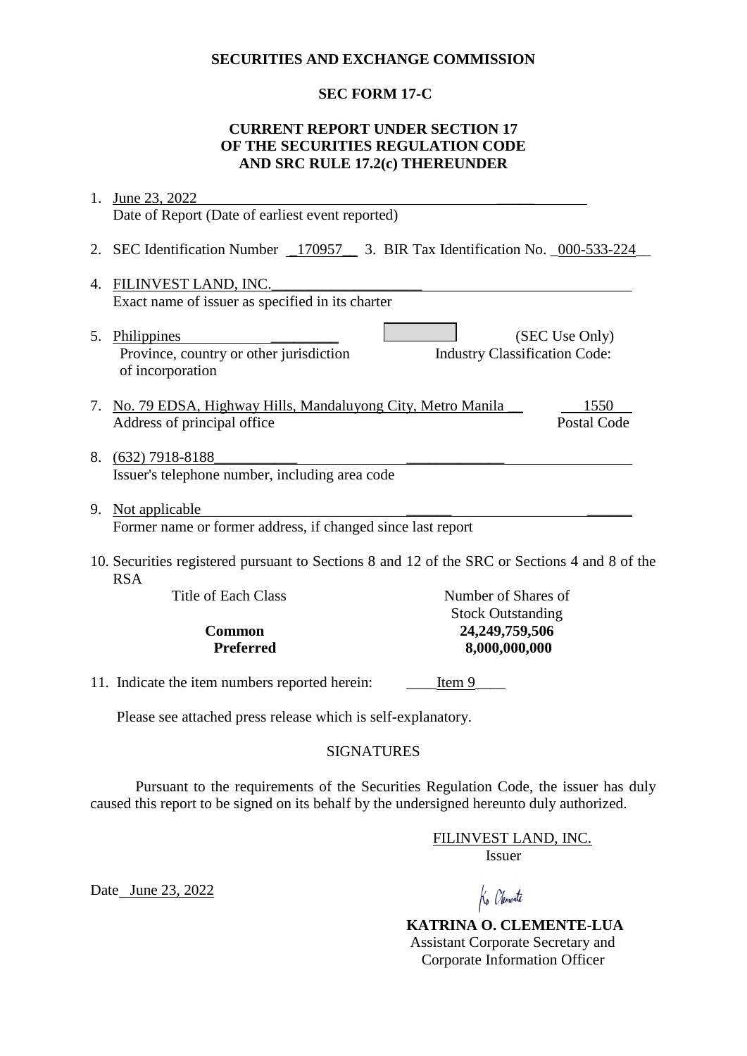**SECURITIES AND EXCHANGE COMMISSION**

**SEC FORM 17-C**

**CURRENT REPORT UNDER SECTION 17 OF THE SECURITIES REGULATION CODE AND SRC RULE 17.2(c) THEREUNDER**

1. June 23, 2022
   Date of Report (Date of earliest event reported)

2. SEC Identification Number 170957 3. BIR Tax Identification No. 000-533-224

4. FILINVEST LAND, INC.
   Exact name of issuer as specified in its charter

5. Philippines
   Province, country or other jurisdiction of incorporation

6. (SEC Use Only)
   Industry Classification Code:

7. No. 79 EDSA, Highway Hills, Mandaluyong City, Metro Manila 1550
   Address of principal office Postal Code

8. (632) 7918-8188
   Issuer's telephone number, including area code

9. Not applicable
   Former name or former address, if changed since last report

10. Securities registered pursuant to Sections 8 and 12 of the SRC or Sections 4 and 8 of the RSA

| Title of Each Class | Number of Shares of Stock Outstanding |
|---|---|
| **Common** | **24,249,759,506** |
| **Preferred** | **8,000,000,000** |

11. Indicate the item numbers reported herein: Item 9

Please see attached press release which is self-explanatory.

SIGNATURES

Pursuant to the requirements of the Securities Regulation Code, the issuer has duly caused this report to be signed on its behalf by the undersigned hereunto duly authorized.

FILINVEST LAND, INC.
Issuer

Date June 23, 2022

**KATRINA O. CLEMENTE-LUA**
Assistant Corporate Secretary and
Corporate Information Officer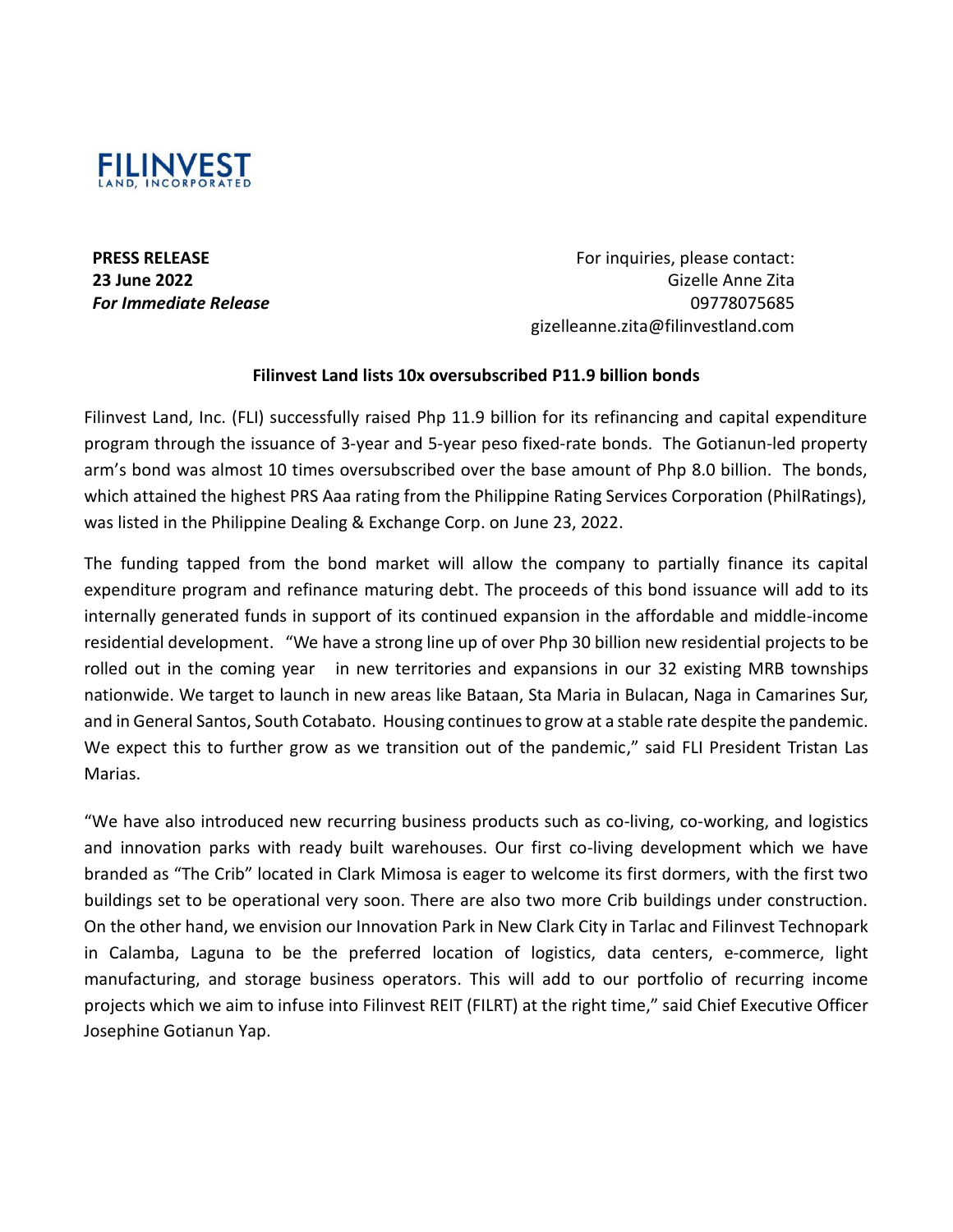FILINVEST LAND, INCORPORATED

**PRESS RELEASE**
**23 June 2022**
***For Immediate Release***

For inquiries, please contact:
Gizelle Anne Zita
09778075685
gizelleanne.zita@filinvestland.com

**Filinvest Land lists 10x oversubscribed P11.9 billion bonds**

Filinvest Land, Inc. (FLI) successfully raised Php 11.9 billion for its refinancing and capital expenditure program through the issuance of 3-year and 5-year peso fixed-rate bonds. The Gotianun-led property arm's bond was almost 10 times oversubscribed over the base amount of Php 8.0 billion. The bonds, which attained the highest PRS Aaa rating from the Philippine Rating Services Corporation (PhilRatings), was listed in the Philippine Dealing & Exchange Corp. on June 23, 2022.

The funding tapped from the bond market will allow the company to partially finance its capital expenditure program and refinance maturing debt. The proceeds of this bond issuance will add to its internally generated funds in support of its continued expansion in the affordable and middle-income residential development. "We have a strong line up of over Php 30 billion new residential projects to be rolled out in the coming year in new territories and expansions in our 32 existing MRB townships nationwide. We target to launch in new areas like Bataan, Sta Maria in Bulacan, Naga in Camarines Sur, and in General Santos, South Cotabato. Housing continues to grow at a stable rate despite the pandemic. We expect this to further grow as we transition out of the pandemic," said FLI President Tristan Las Marias.

"We have also introduced new recurring business products such as co-living, co-working, and logistics and innovation parks with ready built warehouses. Our first co-living development which we have branded as "The Crib" located in Clark Mimosa is eager to welcome its first dormers, with the first two buildings set to be operational very soon. There are also two more Crib buildings under construction. On the other hand, we envision our Innovation Park in New Clark City in Tarlac and Filinvest Technopark in Calamba, Laguna to be the preferred location of logistics, data centers, e-commerce, light manufacturing, and storage business operators. This will add to our portfolio of recurring income projects which we aim to infuse into Filinvest REIT (FILRT) at the right time," said Chief Executive Officer Josephine Gotianun Yap.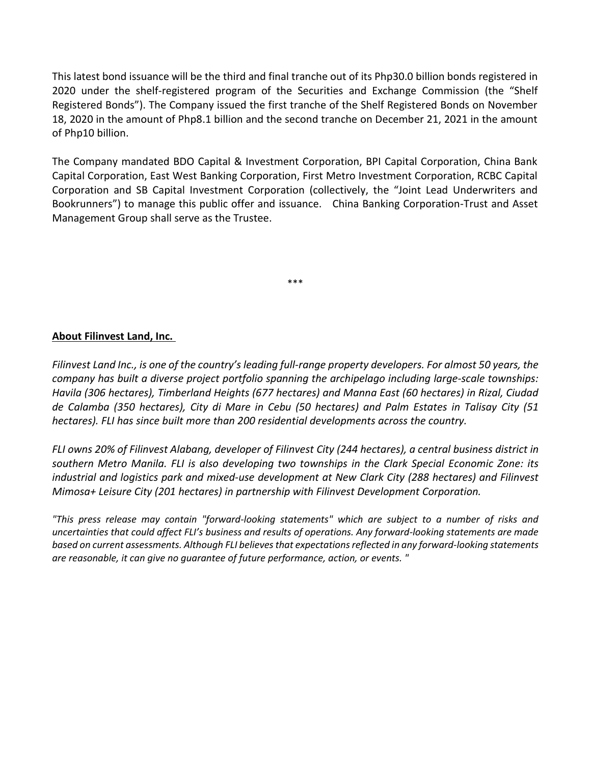This latest bond issuance will be the third and final tranche out of its Php30.0 billion bonds registered in 2020 under the shelf-registered program of the Securities and Exchange Commission (the "Shelf Registered Bonds"). The Company issued the first tranche of the Shelf Registered Bonds on November 18, 2020 in the amount of Php8.1 billion and the second tranche on December 21, 2021 in the amount of Php10 billion.

The Company mandated BDO Capital & Investment Corporation, BPI Capital Corporation, China Bank Capital Corporation, East West Banking Corporation, First Metro Investment Corporation, RCBC Capital Corporation and SB Capital Investment Corporation (collectively, the "Joint Lead Underwriters and Bookrunners") to manage this public offer and issuance. China Banking Corporation-Trust and Asset Management Group shall serve as the Trustee.

***

**About Filinvest Land, Inc.**

*Filinvest Land Inc., is one of the country's leading full-range property developers. For almost 50 years, the company has built a diverse project portfolio spanning the archipelago including large-scale townships: Havila (306 hectares), Timberland Heights (677 hectares) and Manna East (60 hectares) in Rizal, Ciudad de Calamba (350 hectares), City di Mare in Cebu (50 hectares) and Palm Estates in Talisay City (51 hectares). FLI has since built more than 200 residential developments across the country.*

*FLI owns 20% of Filinvest Alabang, developer of Filinvest City (244 hectares), a central business district in southern Metro Manila. FLI is also developing two townships in the Clark Special Economic Zone: its industrial and logistics park and mixed-use development at New Clark City (288 hectares) and Filinvest Mimosa+ Leisure City (201 hectares) in partnership with Filinvest Development Corporation.*

*"This press release may contain "forward-looking statements" which are subject to a number of risks and uncertainties that could affect FLI's business and results of operations. Any forward-looking statements are made based on current assessments. Although FLI believes that expectations reflected in any forward-looking statements are reasonable, it can give no guarantee of future performance, action, or events. "*